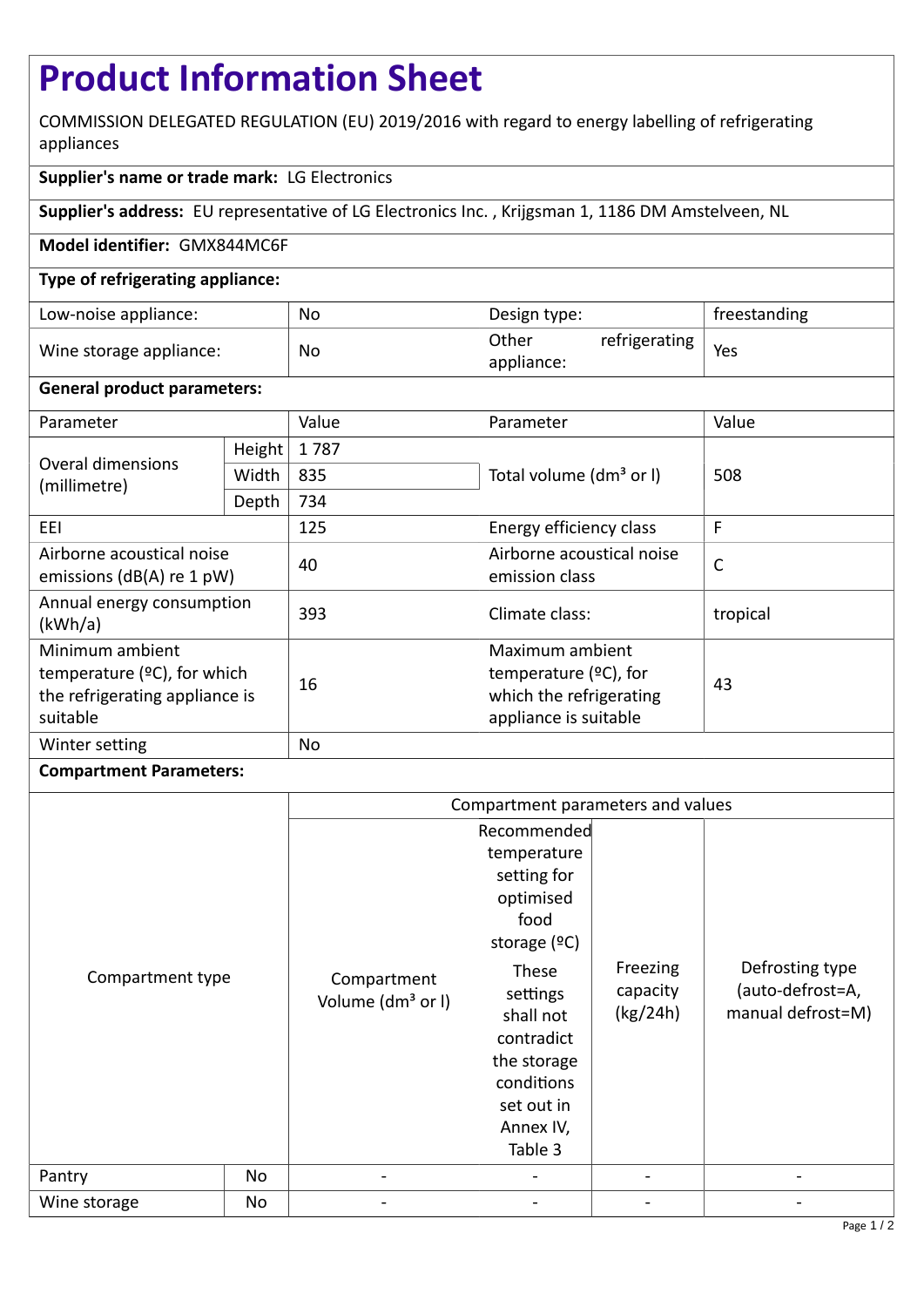# Product Information Sheet

COMMISSION DELEGATED REGULATION (EU) 2019/2016 with regard to energy labelling of refrigerating appliances

**Supplier's name or trade mark:** LG Electronics

**Supplier's address:** EU representative of LG Electronics Inc. , Krijgsman 1, 1186 DM Amstelveen, NL

**Model identifier:** GMX844MC6F

**Type of refrigerating appliance:**

| | | | |
|---|---|---|---|
| Low-noise appliance: | No | Design type: | freestanding |
| Wine storage appliance: | No | Other refrigerating appliance: | Yes |

**General product parameters:**

| Parameter | | Value | Parameter | Value |
|---|---|---|---|---|
| Overal dimensions (millimetre) | Height | 1 787 | Total volume (dm³ or l) | 508 |
| | Width | 835 | | |
| | Depth | 734 | | |
| EEI | | 125 | Energy efficiency class | F |
| Airborne acoustical noise emissions (dB(A) re 1 pW) | | 40 | Airborne acoustical noise emission class | C |
| Annual energy consumption (kWh/a) | | 393 | Climate class: | tropical |
| Minimum ambient temperature (ºC), for which the refrigerating appliance is suitable | | 16 | Maximum ambient temperature (ºC), for which the refrigerating appliance is suitable | 43 |
| Winter setting | | No | | |

**Compartment Parameters:**

| Compartment type | | Compartment parameters and values | | | |
|---|---|---|---|---|---|
| | | Compartment Volume (dm³ or l) | Recommended temperature setting for optimised food storage (ºC) These settings shall not contradict the storage conditions set out in Annex IV, Table 3 | Freezing capacity (kg/24h) | Defrosting type (auto-defrost=A, manual defrost=M) |
| Pantry | No | - | - | - | - |
| Wine storage | No | - | - | - | - |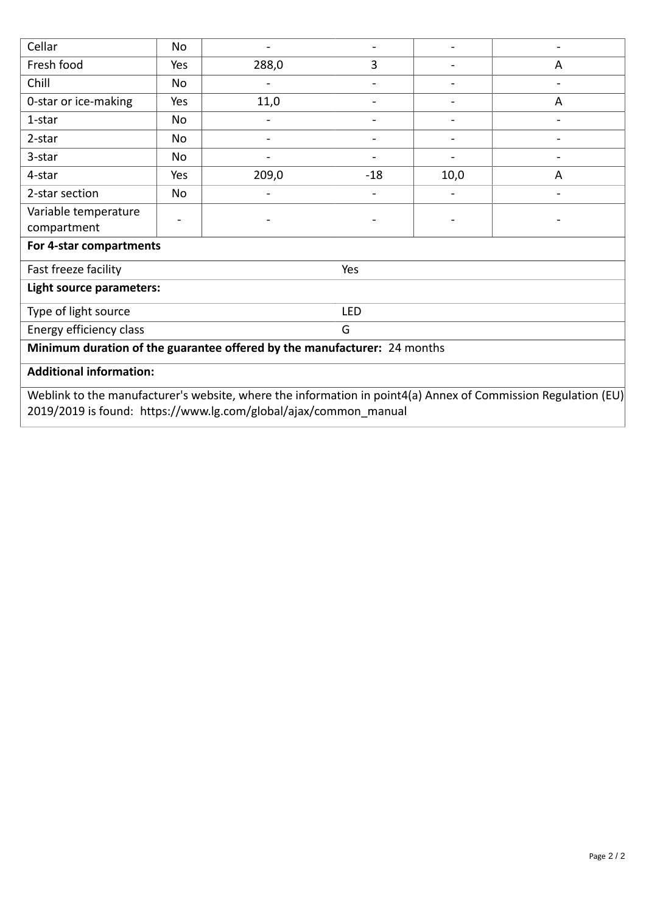| | | | | | |
|---|---|---|---|---|---|
| Cellar | No | - | - | - | - |
| Fresh food | Yes | 288,0 | 3 | - | A |
| Chill | No | - | - | - | - |
| 0-star or ice-making | Yes | 11,0 | - | - | A |
| 1-star | No | - | - | - | - |
| 2-star | No | - | - | - | - |
| 3-star | No | - | - | - | - |
| 4-star | Yes | 209,0 | -18 | 10,0 | A |
| 2-star section | No | - | - | - | - |
| Variable temperature compartment | - | - | - | - | - |

**For 4-star compartments**

| | |
|---|---|
| Fast freeze facility | Yes |

**Light source parameters:**

| | |
|---|---|
| Type of light source | LED |
| Energy efficiency class | G |

**Minimum duration of the guarantee offered by the manufacturer:** 24 months

**Additional information:**

Weblink to the manufacturer's website, where the information in point4(a) Annex of Commission Regulation (EU) 2019/2019 is found: https://www.lg.com/global/ajax/common_manual